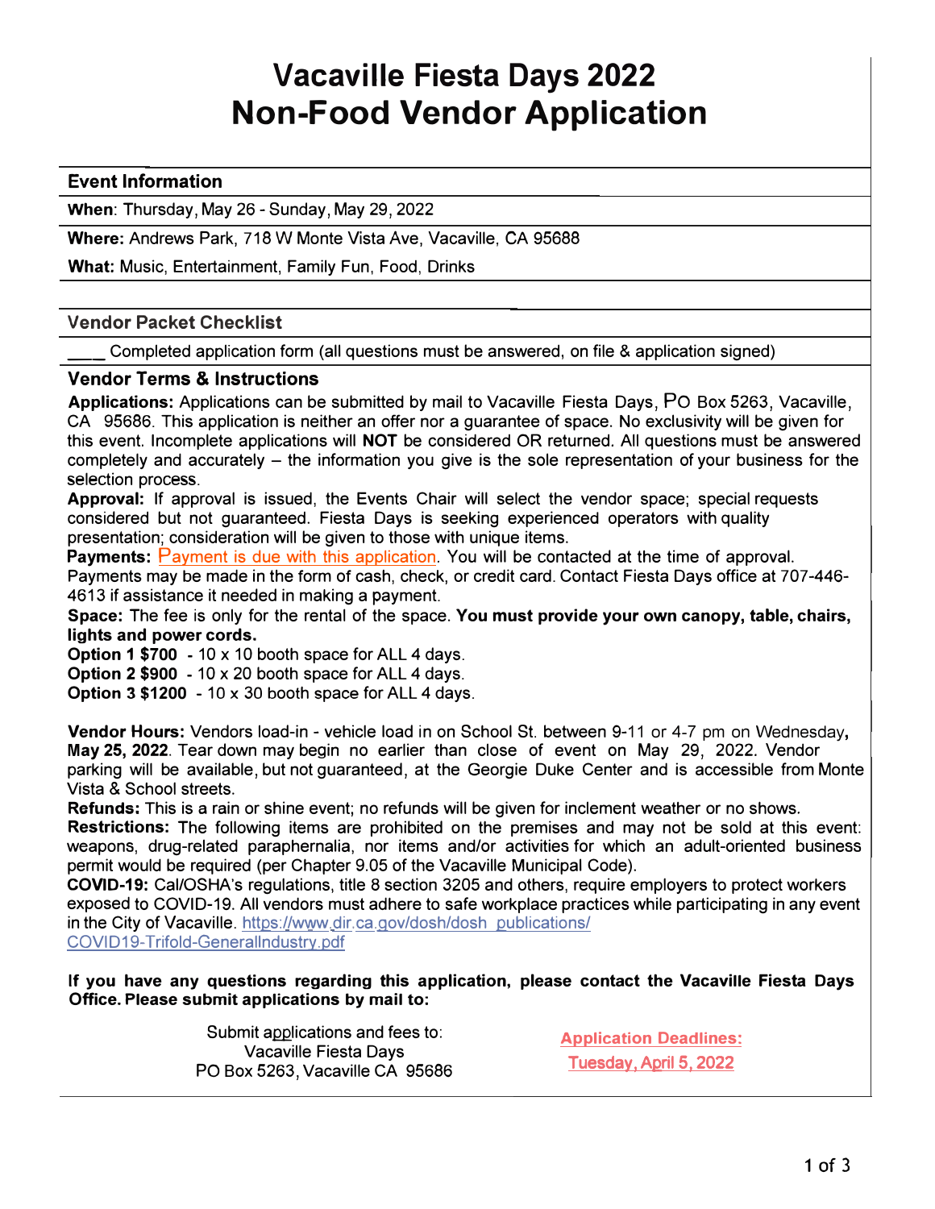# Vacaville Fiesta Days 2022
# Non-Food Vendor Application

## Event Information

**When**: Thursday, May 26 - Sunday, May 29, 2022

**Where:** Andrews Park, 718 W Monte Vista Ave, Vacaville, CA 95688

**What:** Music, Entertainment, Family Fun, Food, Drinks

## Vendor Packet Checklist

____ Completed application form (all questions must be answered, on file & application signed)

## Vendor Terms & Instructions

**Applications:** Applications can be submitted by mail to Vacaville Fiesta Days, PO Box 5263, Vacaville, CA 95686. This application is neither an offer nor a guarantee of space. No exclusivity will be given for this event. Incomplete applications will **NOT** be considered OR returned. All questions must be answered completely and accurately – the information you give is the sole representation of your business for the selection process.

**Approval:** If approval is issued, the Events Chair will select the vendor space; special requests considered but not guaranteed. Fiesta Days is seeking experienced operators with quality presentation; consideration will be given to those with unique items.

**Payments:** Payment is due with this application. You will be contacted at the time of approval. Payments may be made in the form of cash, check, or credit card. Contact Fiesta Days office at 707-446-4613 if assistance it needed in making a payment.

**Space:** The fee is only for the rental of the space. **You must provide your own canopy, table, chairs, lights and power cords.**

**Option 1 $700** - 10 x 10 booth space for ALL 4 days.

**Option 2 $900** - 10 x 20 booth space for ALL 4 days.

**Option 3 $1200** - 10 x 30 booth space for ALL 4 days.

**Vendor Hours:** Vendors load-in - vehicle load in on School St. between 9-11 or 4-7 pm on Wednesday**, May 25, 2022**. Tear down may begin no earlier than close of event on May 29, 2022. Vendor parking will be available, but not guaranteed, at the Georgie Duke Center and is accessible from Monte Vista & School streets.

**Refunds:** This is a rain or shine event; no refunds will be given for inclement weather or no shows.

**Restrictions:** The following items are prohibited on the premises and may not be sold at this event: weapons, drug-related paraphernalia, nor items and/or activities for which an adult-oriented business permit would be required (per Chapter 9.05 of the Vacaville Municipal Code).

**COVID-19:** Cal/OSHA's regulations, title 8 section 3205 and others, require employers to protect workers exposed to COVID-19. All vendors must adhere to safe workplace practices while participating in any event in the City of Vacaville. https://www.dir.ca.gov/dosh/dosh_publications/COVID19-Trifold-GeneralIndustry.pdf

**If you have any questions regarding this application, please contact the Vacaville Fiesta Days Office. Please submit applications by mail to:**

Submit applications and fees to:
Vacaville Fiesta Days
PO Box 5263, Vacaville CA 95686

**Application Deadlines:**
**Tuesday, April 5, 2022**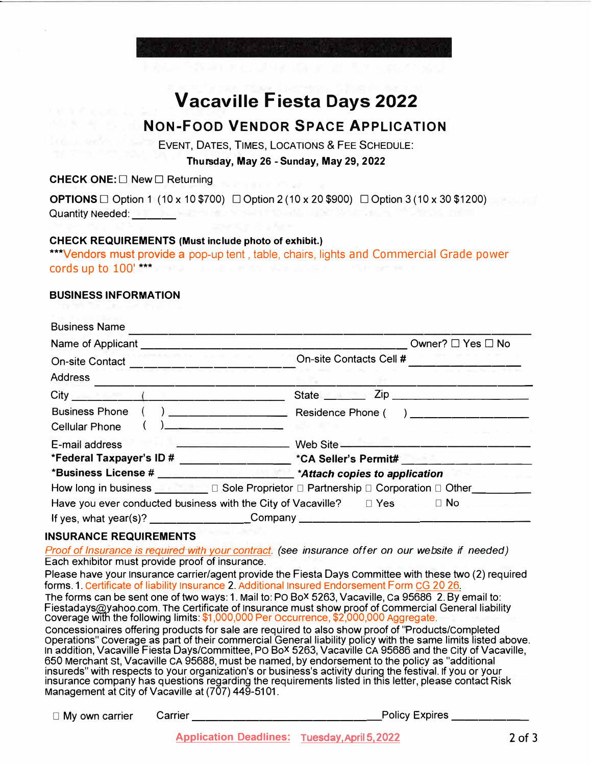# Vacaville Fiesta Days 2022

## NON-FOOD VENDOR SPACE APPLICATION

EVENT, DATES, TIMES, LOCATIONS & FEE SCHEDULE:

**Thursday, May 26 - Sunday, May 29, 2022**

**CHECK ONE:** ☐ New ☐ Returning

**OPTIONS** ☐ Option 1 (10 x 10 $700) ☐ Option 2 (10 x 20 $900) ☐ Option 3 (10 x 30 $1200)
Quantity Needed: _______

**CHECK REQUIREMENTS (Must include photo of exhibit.)**
***Vendors must provide a pop-up tent , table, chairs, lights and Commercial Grade power cords up to 100' ***

**BUSINESS INFORMATION**

Business Name ______________________________________________

Name of Applicant ______________________________ Owner? ☐ Yes ☐ No

On-site Contact ______________________ On-site Contacts Cell # ________________

Address ______________________________________________

City ______________________ State ______ Zip ____________________

Business Phone ( ) ____________________ Residence Phone ( ) ____________________

Cellular Phone ( )____________________

E-mail address ____________________ Web Site ____________________

***Federal Taxpayer's ID #** ____________________ ***CA Seller's Permit#** ____________________

***Business License #** ____________________ ***Attach copies to application***

How long in business ________ ☐ Sole Proprietor ☐ Partnership ☐ Corporation ☐ Other________

Have you ever conducted business with the City of Vacaville? ☐ Yes ☐ No

If yes, what year(s)? ________________ Company ______________________________

**INSURANCE REQUIREMENTS**

Proof of Insurance is required with your contract. *(see insurance offer on our website if needed)*
Each exhibitor must provide proof of insurance.
Please have your insurance carrier/agent provide the Fiesta Days Committee with these two (2) required forms. 1. Certificate of liability insurance 2. Additional insured Endorsement Form CG 20 26.
The forms can be sent one of two ways: 1. Mail to: PO Box 5263, Vacaville, Ca 95686 2. By email to: Fiestadays@yahoo.com. The Certificate of Insurance must show proof of Commercial General liability Coverage with the following limits: $1,000,000 Per Occurrence, $2,000,000 Aggregate.
Concessionaires offering products for sale are required to also show proof of "Products/Completed Operations" coverage as part of their commercial General liability policy with the same limits listed above. In addition, Vacaville Fiesta Days/Committee, PO Box 5263, Vacaville CA 95686 and the City of Vacaville, 650 Merchant St, Vacaville CA 95688, must be named, by endorsement to the policy as "additional insureds" with respects to your organization's or business's activity during the festival. If you or your insurance company has questions regarding the requirements listed in this letter, please contact Risk Management at City of Vacaville at (707) 449-5101.

☐ My own carrier   Carrier ______________________________ Policy Expires ____________

Application Deadlines: Tuesday, April 5, 2022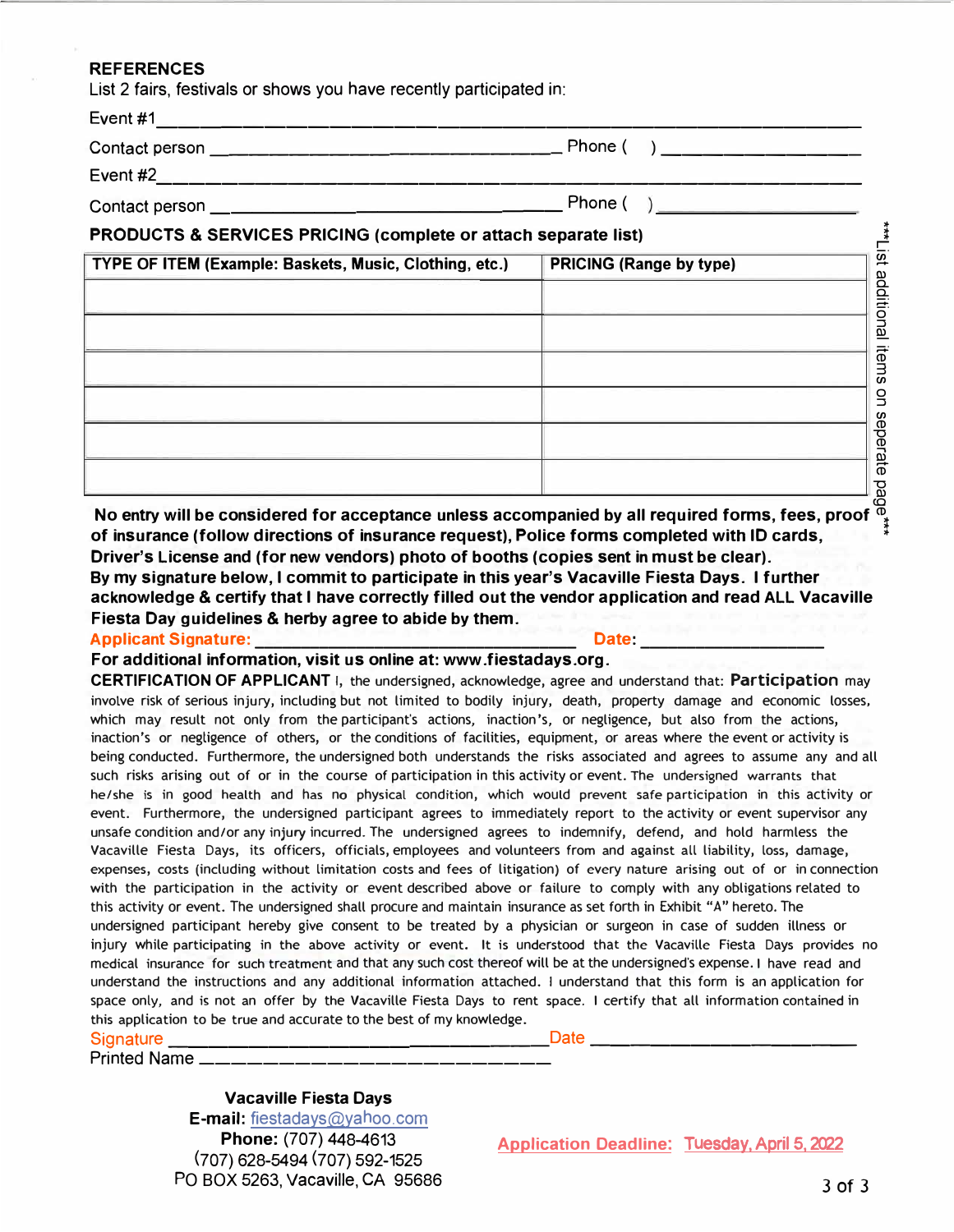**REFERENCES**

List 2 fairs, festivals or shows you have recently participated in:

Event #1 ______________________________________________

Contact person ______________________________ Phone ( ) ____________________

Event #2 ______________________________________________

Contact person ______________________________ Phone ( ) ____________________

**PRODUCTS & SERVICES PRICING (complete or attach separate list)**

| TYPE OF ITEM (Example: Baskets, Music, Clothing, etc.) | PRICING (Range by type) |
|---|---|
| | |
| | |
| | |
| | |
| | |
| | |

***List additional items on seperate page***

**No entry will be considered for acceptance unless accompanied by all required forms, fees, proof of insurance (follow directions of insurance request), Police forms completed with ID cards, Driver's License and (for new vendors) photo of booths (copies sent in must be clear).**

**By my signature below, I commit to participate in this year's Vacaville Fiesta Days. I further acknowledge & certify that I have correctly filled out the vendor application and read ALL Vacaville Fiesta Day guidelines & herby agree to abide by them.**

**Applicant Signature:** ______________________________ **Date:** ____________________

**For additional information, visit us online at: www.fiestadays.org.**

**CERTIFICATION OF APPLICANT** I, the undersigned, acknowledge, agree and understand that: **Participation** may involve risk of serious injury, including but not limited to bodily injury, death, property damage and economic losses, which may result not only from the participant's actions, inaction's, or negligence, but also from the actions, inaction's or negligence of others, or the conditions of facilities, equipment, or areas where the event or activity is being conducted. Furthermore, the undersigned both understands the risks associated and agrees to assume any and all such risks arising out of or in the course of participation in this activity or event. The undersigned warrants that he/she is in good health and has no physical condition, which would prevent safe participation in this activity or event. Furthermore, the undersigned participant agrees to immediately report to the activity or event supervisor any unsafe condition and/or any injury incurred. The undersigned agrees to indemnify, defend, and hold harmless the Vacaville Fiesta Days, its officers, officials, employees and volunteers from and against all liability, loss, damage, expenses, costs (including without limitation costs and fees of litigation) of every nature arising out of or in connection with the participation in the activity or event described above or failure to comply with any obligations related to this activity or event. The undersigned shall procure and maintain insurance as set forth in Exhibit "A" hereto. The undersigned participant hereby give consent to be treated by a physician or surgeon in case of sudden illness or injury while participating in the above activity or event. It is understood that the Vacaville Fiesta Days provides no medical insurance for such treatment and that any such cost thereof will be at the undersigned's expense. I have read and understand the instructions and any additional information attached. I understand that this form is an application for space only, and is not an offer by the Vacaville Fiesta Days to rent space. I certify that all information contained in this application to be true and accurate to the best of my knowledge.

Signature ______________________________ Date ____________________

Printed Name ______________________________

**Vacaville Fiesta Days**
**E-mail:** fiestadays@yahoo.com
**Phone:** (707) 448-4613
(707) 628-5494 (707) 592-1525
PO BOX 5263, Vacaville, CA 95686

**Application Deadline: Tuesday, April 5, 2022**